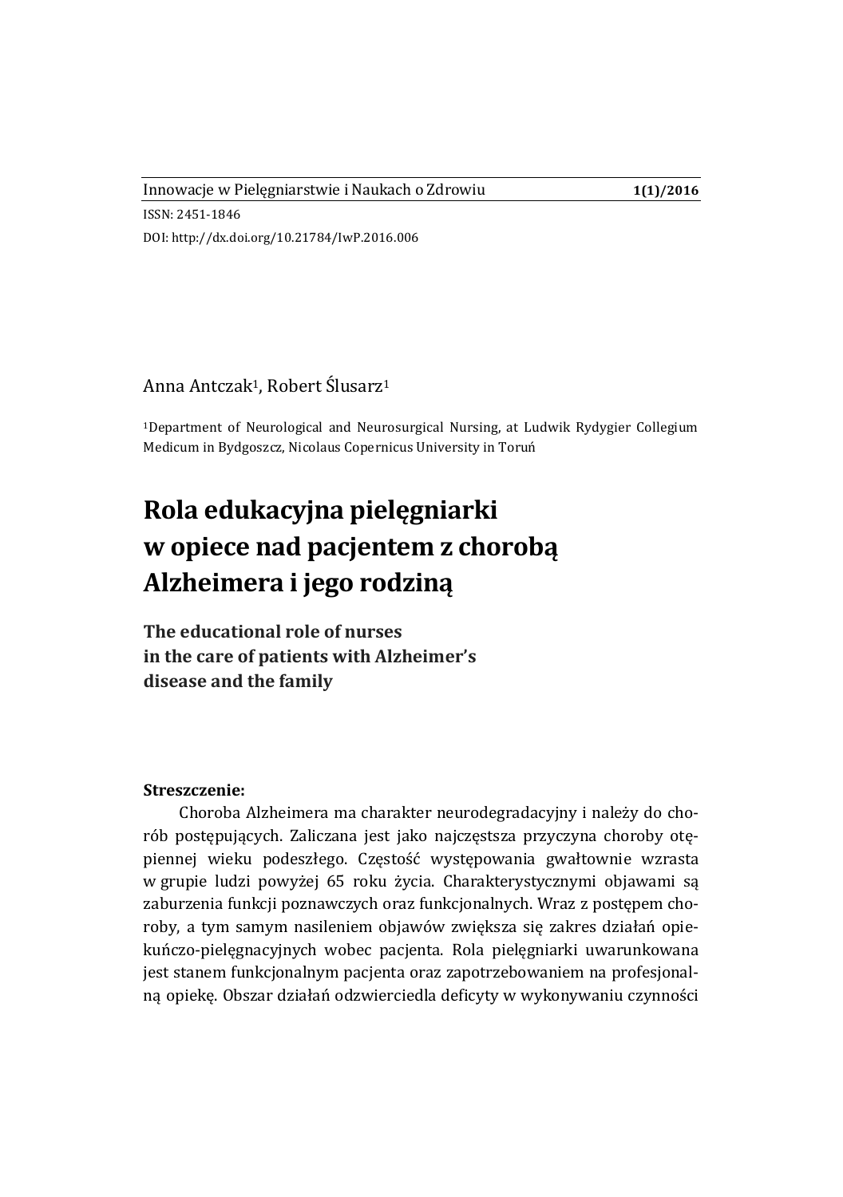Innowacje w Pielęgniarstwie i Naukach o Zdrowiu **1(1)/2016**

ISSN: 2451-1846

DOI: http://dx.doi.org/10.21784/IwP.2016.006

Anna Antczak[1], Robert Ślusarz[1]

[1]Department of Neurological and Neurosurgical Nursing, at Ludwik Rydygier Collegium Medicum in Bydgoszcz, Nicolaus Copernicus University in Toruń

# Rola edukacyjna pielęgniarki w opiece nad pacjentem z chorobą Alzheimera i jego rodziną

## The educational role of nurses in the care of patients with Alzheimer's disease and the family

**Streszczenie:**

Choroba Alzheimera ma charakter neurodegradacyjny i należy do chorób postępujących. Zaliczana jest jako najczęstsza przyczyna choroby otępiennej wieku podeszłego. Częstość występowania gwałtownie wzrasta w grupie ludzi powyżej 65 roku życia. Charakterystycznymi objawami są zaburzenia funkcji poznawczych oraz funkcjonalnych. Wraz z postępem choroby, a tym samym nasileniem objawów zwiększa się zakres działań opiekuńczo-pielęgnacyjnych wobec pacjenta. Rola pielęgniarki uwarunkowana jest stanem funkcjonalnym pacjenta oraz zapotrzebowaniem na profesjonalną opiekę. Obszar działań odzwierciedla deficyty w wykonywaniu czynności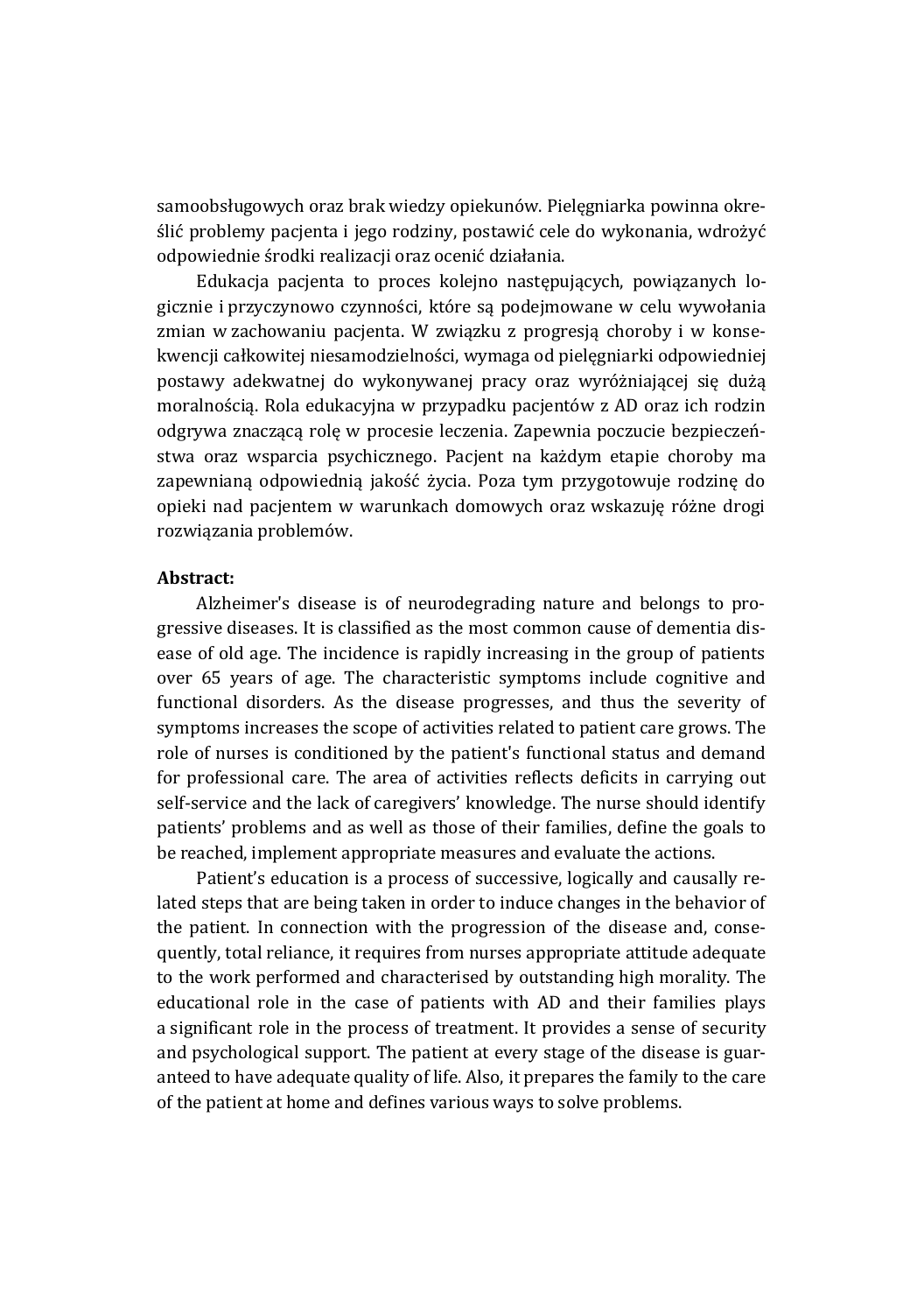samoobsługowych oraz brak wiedzy opiekunów. Pielęgniarka powinna określić problemy pacjenta i jego rodziny, postawić cele do wykonania, wdrożyć odpowiednie środki realizacji oraz ocenić działania.

Edukacja pacjenta to proces kolejno następujących, powiązanych logicznie i przyczynowo czynności, które są podejmowane w celu wywołania zmian w zachowaniu pacjenta. W związku z progresją choroby i w konsekwencji całkowitej niesamodzielności, wymaga od pielęgniarki odpowiedniej postawy adekwatnej do wykonywanej pracy oraz wyróżniającej się dużą moralnością. Rola edukacyjna w przypadku pacjentów z AD oraz ich rodzin odgrywa znaczącą rolę w procesie leczenia. Zapewnia poczucie bezpieczeństwa oraz wsparcia psychicznego. Pacjent na każdym etapie choroby ma zapewnianą odpowiednią jakość życia. Poza tym przygotowuje rodzinę do opieki nad pacjentem w warunkach domowych oraz wskazuję różne drogi rozwiązania problemów.

**Abstract:**

Alzheimer's disease is of neurodegrading nature and belongs to progressive diseases. It is classified as the most common cause of dementia disease of old age. The incidence is rapidly increasing in the group of patients over 65 years of age. The characteristic symptoms include cognitive and functional disorders. As the disease progresses, and thus the severity of symptoms increases the scope of activities related to patient care grows. The role of nurses is conditioned by the patient's functional status and demand for professional care. The area of activities reflects deficits in carrying out self-service and the lack of caregivers' knowledge. The nurse should identify patients' problems and as well as those of their families, define the goals to be reached, implement appropriate measures and evaluate the actions.

Patient's education is a process of successive, logically and causally related steps that are being taken in order to induce changes in the behavior of the patient. In connection with the progression of the disease and, consequently, total reliance, it requires from nurses appropriate attitude adequate to the work performed and characterised by outstanding high morality. The educational role in the case of patients with AD and their families plays a significant role in the process of treatment. It provides a sense of security and psychological support. The patient at every stage of the disease is guaranteed to have adequate quality of life. Also, it prepares the family to the care of the patient at home and defines various ways to solve problems.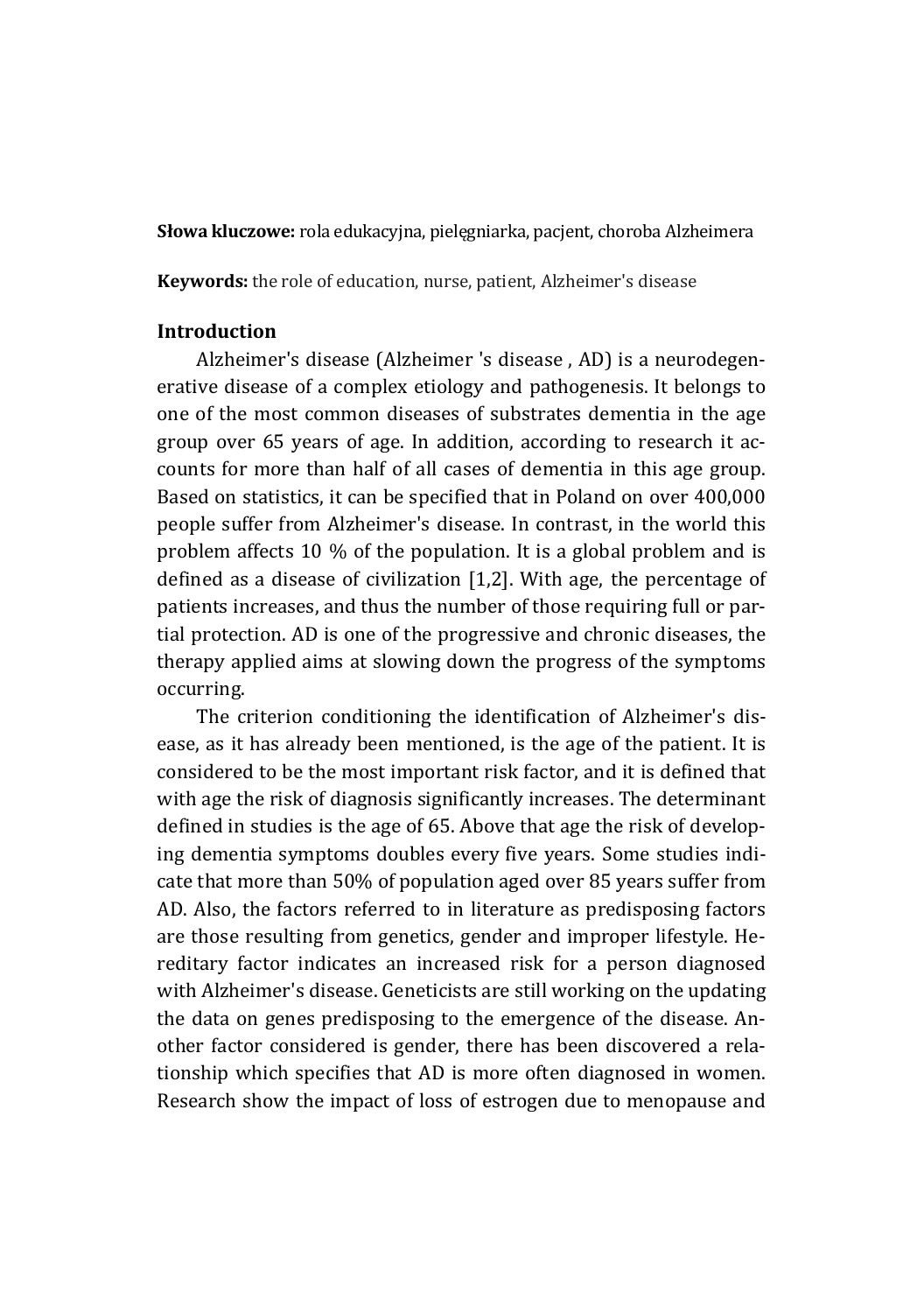**Słowa kluczowe:** rola edukacyjna, pielęgniarka, pacjent, choroba Alzheimera

**Keywords:** the role of education, nurse, patient, Alzheimer's disease

## Introduction

Alzheimer's disease (Alzheimer 's disease , AD) is a neurodegenerative disease of a complex etiology and pathogenesis. It belongs to one of the most common diseases of substrates dementia in the age group over 65 years of age. In addition, according to research it accounts for more than half of all cases of dementia in this age group. Based on statistics, it can be specified that in Poland on over 400,000 people suffer from Alzheimer's disease. In contrast, in the world this problem affects 10 % of the population. It is a global problem and is defined as a disease of civilization [1,2]. With age, the percentage of patients increases, and thus the number of those requiring full or partial protection. AD is one of the progressive and chronic diseases, the therapy applied aims at slowing down the progress of the symptoms occurring.

The criterion conditioning the identification of Alzheimer's disease, as it has already been mentioned, is the age of the patient. It is considered to be the most important risk factor, and it is defined that with age the risk of diagnosis significantly increases. The determinant defined in studies is the age of 65. Above that age the risk of developing dementia symptoms doubles every five years. Some studies indicate that more than 50% of population aged over 85 years suffer from AD. Also, the factors referred to in literature as predisposing factors are those resulting from genetics, gender and improper lifestyle. Hereditary factor indicates an increased risk for a person diagnosed with Alzheimer's disease. Geneticists are still working on the updating the data on genes predisposing to the emergence of the disease. Another factor considered is gender, there has been discovered a relationship which specifies that AD is more often diagnosed in women. Research show the impact of loss of estrogen due to menopause and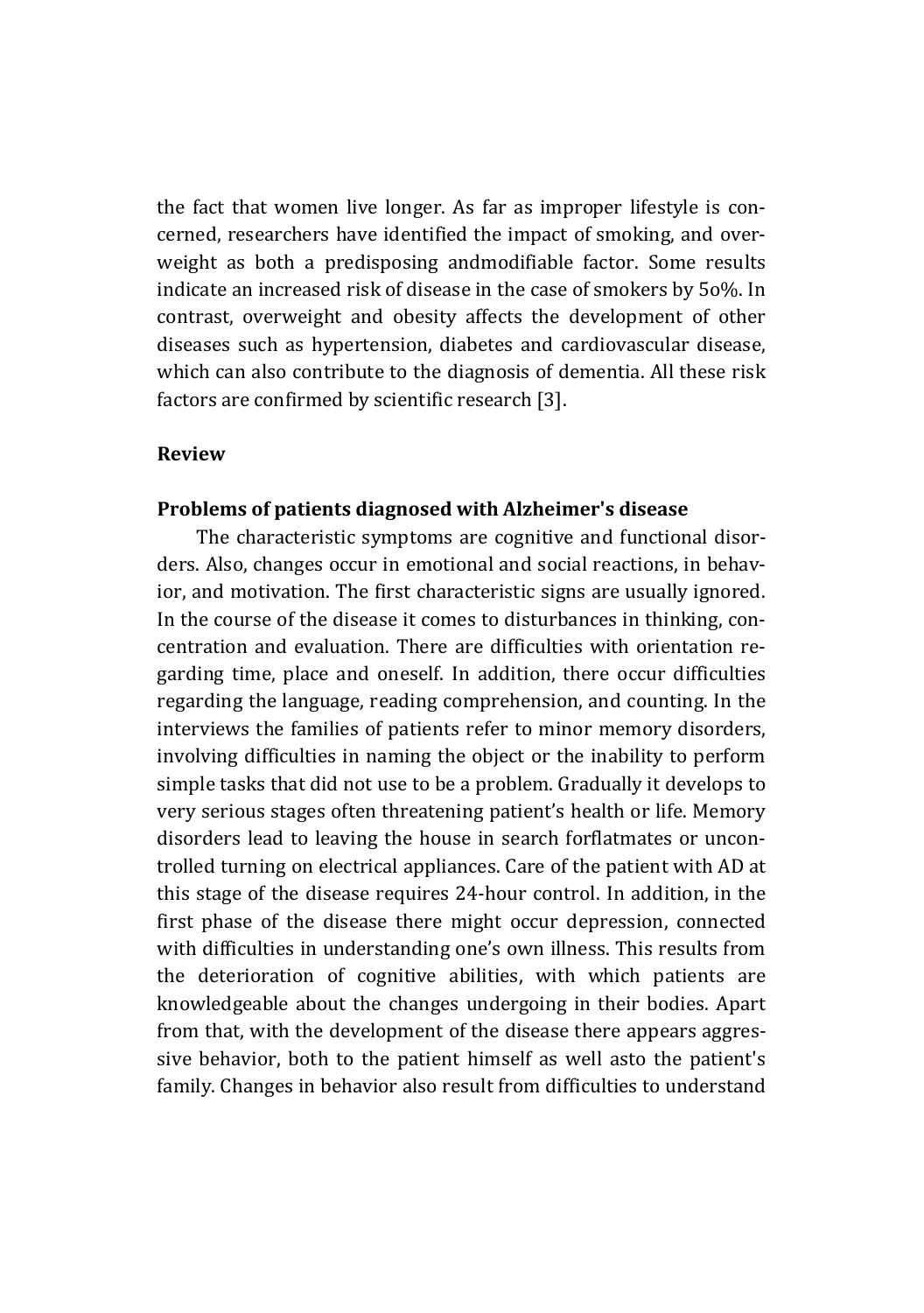the fact that women live longer. As far as improper lifestyle is concerned, researchers have identified the impact of smoking, and overweight as both a predisposing andmodifiable factor. Some results indicate an increased risk of disease in the case of smokers by 5o%. In contrast, overweight and obesity affects the development of other diseases such as hypertension, diabetes and cardiovascular disease, which can also contribute to the diagnosis of dementia. All these risk factors are confirmed by scientific research [3].

## Review

### Problems of patients diagnosed with Alzheimer's disease

The characteristic symptoms are cognitive and functional disorders. Also, changes occur in emotional and social reactions, in behavior, and motivation. The first characteristic signs are usually ignored. In the course of the disease it comes to disturbances in thinking, concentration and evaluation. There are difficulties with orientation regarding time, place and oneself. In addition, there occur difficulties regarding the language, reading comprehension, and counting. In the interviews the families of patients refer to minor memory disorders, involving difficulties in naming the object or the inability to perform simple tasks that did not use to be a problem. Gradually it develops to very serious stages often threatening patient's health or life. Memory disorders lead to leaving the house in search forflatmates or uncontrolled turning on electrical appliances. Care of the patient with AD at this stage of the disease requires 24-hour control. In addition, in the first phase of the disease there might occur depression, connected with difficulties in understanding one's own illness. This results from the deterioration of cognitive abilities, with which patients are knowledgeable about the changes undergoing in their bodies. Apart from that, with the development of the disease there appears aggressive behavior, both to the patient himself as well asto the patient's family. Changes in behavior also result from difficulties to understand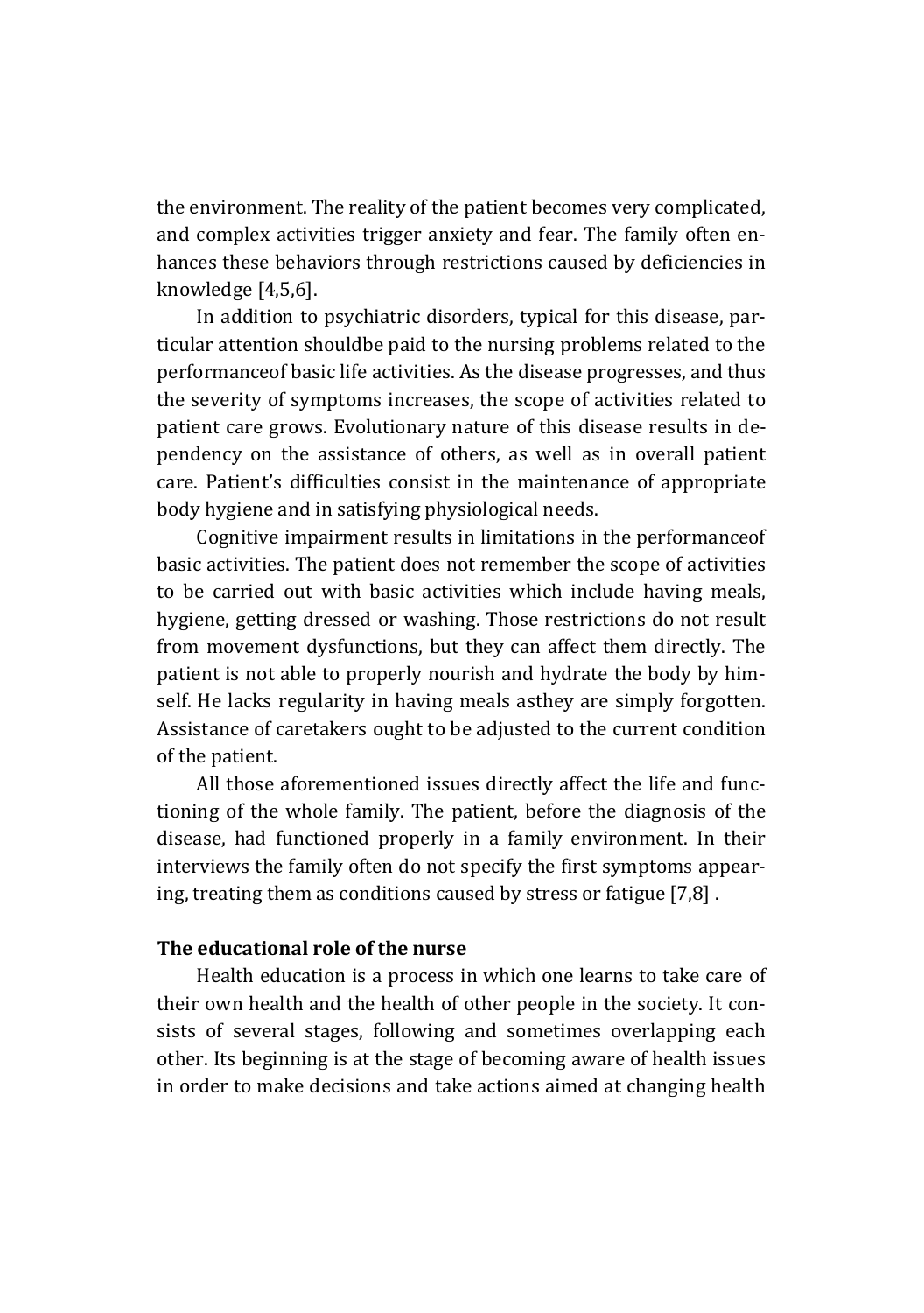the environment. The reality of the patient becomes very complicated, and complex activities trigger anxiety and fear. The family often enhances these behaviors through restrictions caused by deficiencies in knowledge [4,5,6].

In addition to psychiatric disorders, typical for this disease, particular attention shouldbe paid to the nursing problems related to the performanceof basic life activities. As the disease progresses, and thus the severity of symptoms increases, the scope of activities related to patient care grows. Evolutionary nature of this disease results in dependency on the assistance of others, as well as in overall patient care. Patient's difficulties consist in the maintenance of appropriate body hygiene and in satisfying physiological needs.

Cognitive impairment results in limitations in the performanceof basic activities. The patient does not remember the scope of activities to be carried out with basic activities which include having meals, hygiene, getting dressed or washing. Those restrictions do not result from movement dysfunctions, but they can affect them directly. The patient is not able to properly nourish and hydrate the body by himself. He lacks regularity in having meals asthey are simply forgotten. Assistance of caretakers ought to be adjusted to the current condition of the patient.

All those aforementioned issues directly affect the life and functioning of the whole family. The patient, before the diagnosis of the disease, had functioned properly in a family environment. In their interviews the family often do not specify the first symptoms appearing, treating them as conditions caused by stress or fatigue [7,8] .

### The educational role of the nurse

Health education is a process in which one learns to take care of their own health and the health of other people in the society. It consists of several stages, following and sometimes overlapping each other. Its beginning is at the stage of becoming aware of health issues in order to make decisions and take actions aimed at changing health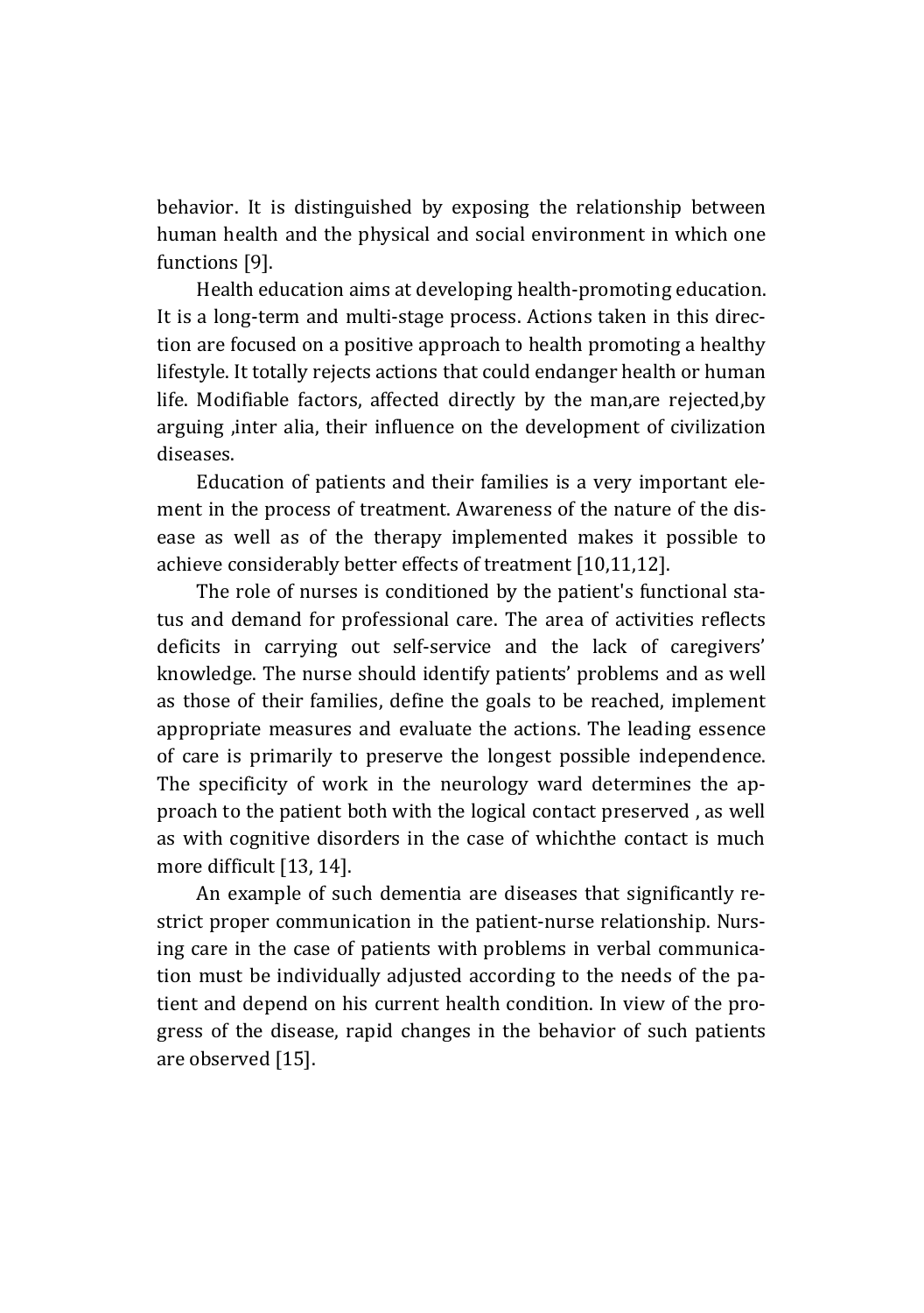behavior. It is distinguished by exposing the relationship between human health and the physical and social environment in which one functions [9].

Health education aims at developing health-promoting education. It is a long-term and multi-stage process. Actions taken in this direction are focused on a positive approach to health promoting a healthy lifestyle. It totally rejects actions that could endanger health or human life. Modifiable factors, affected directly by the man,are rejected,by arguing ,inter alia, their influence on the development of civilization diseases.

Education of patients and their families is a very important element in the process of treatment. Awareness of the nature of the disease as well as of the therapy implemented makes it possible to achieve considerably better effects of treatment [10,11,12].

The role of nurses is conditioned by the patient's functional status and demand for professional care. The area of activities reflects deficits in carrying out self-service and the lack of caregivers' knowledge. The nurse should identify patients' problems and as well as those of their families, define the goals to be reached, implement appropriate measures and evaluate the actions. The leading essence of care is primarily to preserve the longest possible independence. The specificity of work in the neurology ward determines the approach to the patient both with the logical contact preserved , as well as with cognitive disorders in the case of whichthe contact is much more difficult [13, 14].

An example of such dementia are diseases that significantly restrict proper communication in the patient-nurse relationship. Nursing care in the case of patients with problems in verbal communication must be individually adjusted according to the needs of the patient and depend on his current health condition. In view of the progress of the disease, rapid changes in the behavior of such patients are observed [15].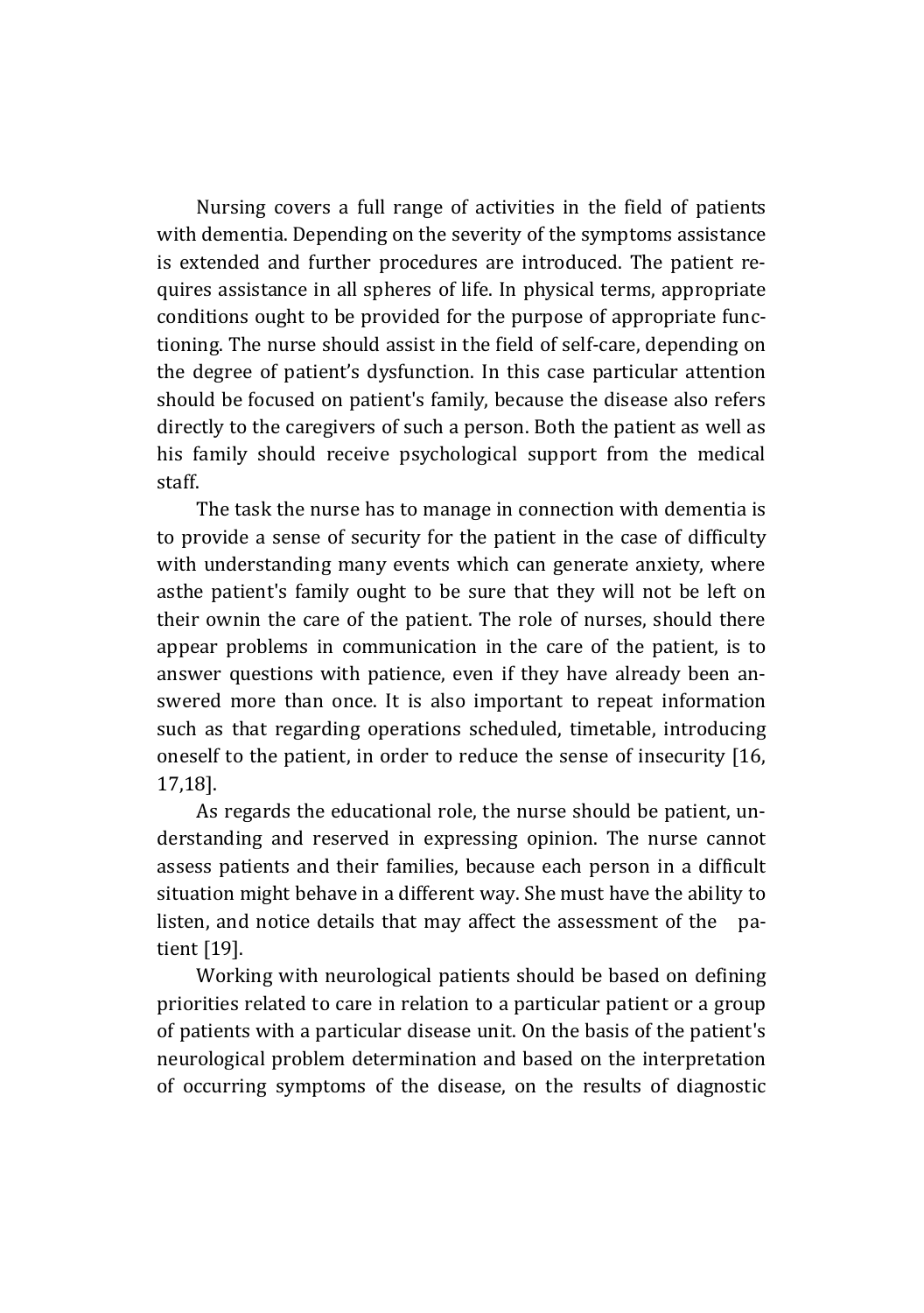Nursing covers a full range of activities in the field of patients with dementia. Depending on the severity of the symptoms assistance is extended and further procedures are introduced. The patient requires assistance in all spheres of life. In physical terms, appropriate conditions ought to be provided for the purpose of appropriate functioning. The nurse should assist in the field of self-care, depending on the degree of patient's dysfunction. In this case particular attention should be focused on patient's family, because the disease also refers directly to the caregivers of such a person. Both the patient as well as his family should receive psychological support from the medical staff.

The task the nurse has to manage in connection with dementia is to provide a sense of security for the patient in the case of difficulty with understanding many events which can generate anxiety, where asthe patient's family ought to be sure that they will not be left on their ownin the care of the patient. The role of nurses, should there appear problems in communication in the care of the patient, is to answer questions with patience, even if they have already been answered more than once. It is also important to repeat information such as that regarding operations scheduled, timetable, introducing oneself to the patient, in order to reduce the sense of insecurity [16, 17,18].

As regards the educational role, the nurse should be patient, understanding and reserved in expressing opinion. The nurse cannot assess patients and their families, because each person in a difficult situation might behave in a different way. She must have the ability to listen, and notice details that may affect the assessment of the patient [19].

Working with neurological patients should be based on defining priorities related to care in relation to a particular patient or a group of patients with a particular disease unit. On the basis of the patient's neurological problem determination and based on the interpretation of occurring symptoms of the disease, on the results of diagnostic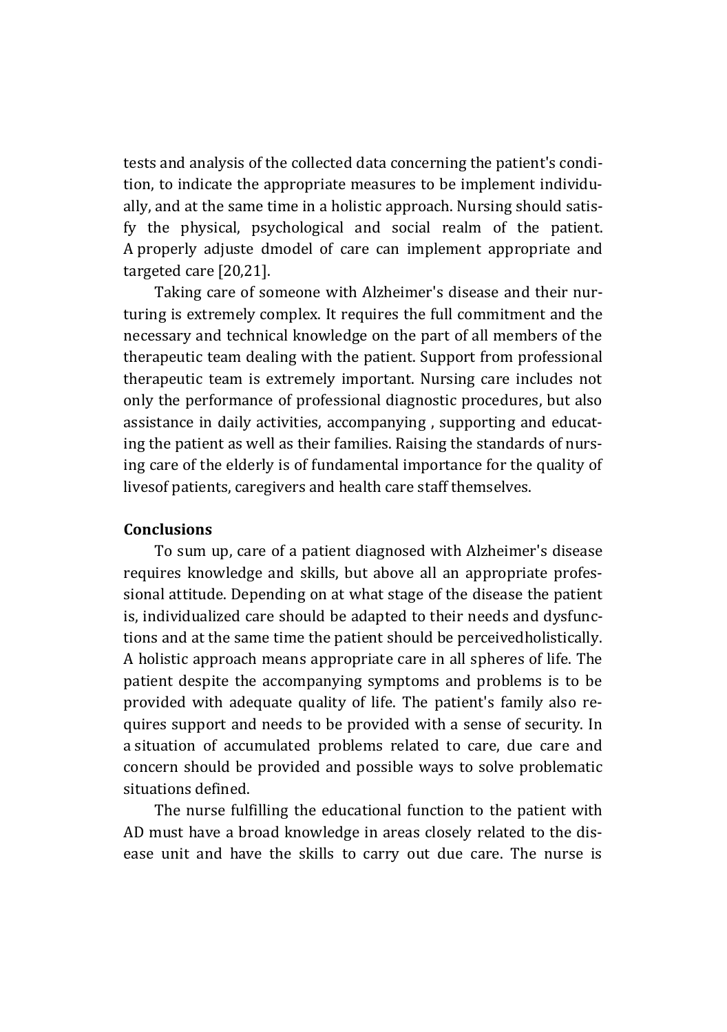tests and analysis of the collected data concerning the patient's condition, to indicate the appropriate measures to be implement individually, and at the same time in a holistic approach. Nursing should satisfy the physical, psychological and social realm of the patient. A properly adjuste dmodel of care can implement appropriate and targeted care [20,21].

Taking care of someone with Alzheimer's disease and their nurturing is extremely complex. It requires the full commitment and the necessary and technical knowledge on the part of all members of the therapeutic team dealing with the patient. Support from professional therapeutic team is extremely important. Nursing care includes not only the performance of professional diagnostic procedures, but also assistance in daily activities, accompanying , supporting and educating the patient as well as their families. Raising the standards of nursing care of the elderly is of fundamental importance for the quality of livesof patients, caregivers and health care staff themselves.

**Conclusions**

To sum up, care of a patient diagnosed with Alzheimer's disease requires knowledge and skills, but above all an appropriate professional attitude. Depending on at what stage of the disease the patient is, individualized care should be adapted to their needs and dysfunctions and at the same time the patient should be perceivedholistically. A holistic approach means appropriate care in all spheres of life. The patient despite the accompanying symptoms and problems is to be provided with adequate quality of life. The patient's family also requires support and needs to be provided with a sense of security. In a situation of accumulated problems related to care, due care and concern should be provided and possible ways to solve problematic situations defined.

The nurse fulfilling the educational function to the patient with AD must have a broad knowledge in areas closely related to the disease unit and have the skills to carry out due care. The nurse is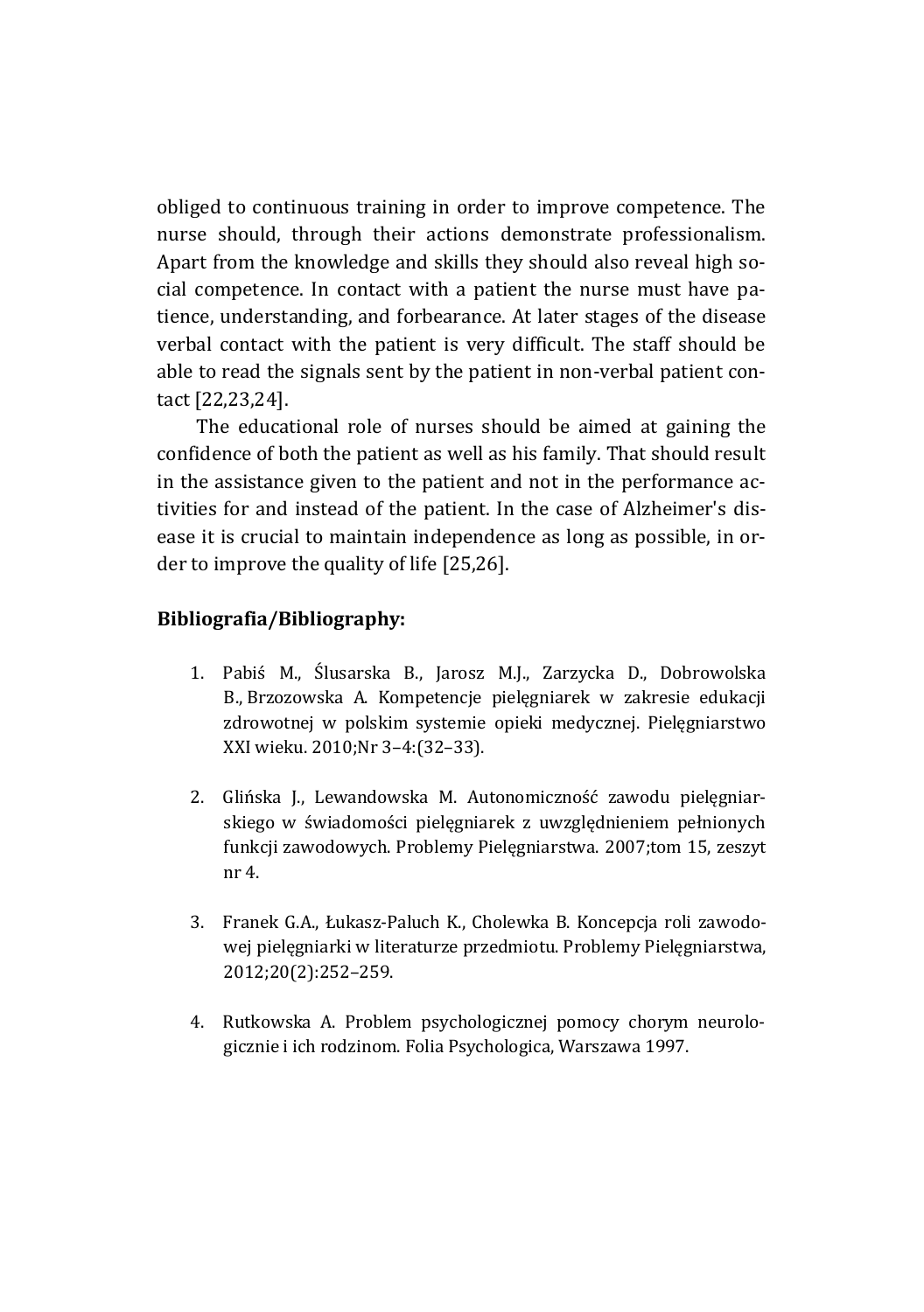obliged to continuous training in order to improve competence. The nurse should, through their actions demonstrate professionalism. Apart from the knowledge and skills they should also reveal high social competence. In contact with a patient the nurse must have patience, understanding, and forbearance. At later stages of the disease verbal contact with the patient is very difficult. The staff should be able to read the signals sent by the patient in non-verbal patient contact [22,23,24].

The educational role of nurses should be aimed at gaining the confidence of both the patient as well as his family. That should result in the assistance given to the patient and not in the performance activities for and instead of the patient. In the case of Alzheimer's disease it is crucial to maintain independence as long as possible, in order to improve the quality of life [25,26].

**Bibliografia/Bibliography:**

1. Pabiś M., Ślusarska B., Jarosz M.J., Zarzycka D., Dobrowolska B., Brzozowska A. Kompetencje pielęgniarek w zakresie edukacji zdrowotnej w polskim systemie opieki medycznej. Pielęgniarstwo XXI wieku. 2010;Nr 3–4:(32–33).

2. Glińska J., Lewandowska M. Autonomiczność zawodu pielęgniarskiego w świadomości pielęgniarek z uwzględnieniem pełnionych funkcji zawodowych. Problemy Pielęgniarstwa. 2007;tom 15, zeszyt nr 4.

3. Franek G.A., Łukasz-Paluch K., Cholewka B. Koncepcja roli zawodowej pielęgniarki w literaturze przedmiotu. Problemy Pielęgniarstwa, 2012;20(2):252–259.

4. Rutkowska A. Problem psychologicznej pomocy chorym neurologicznie i ich rodzinom. Folia Psychologica, Warszawa 1997.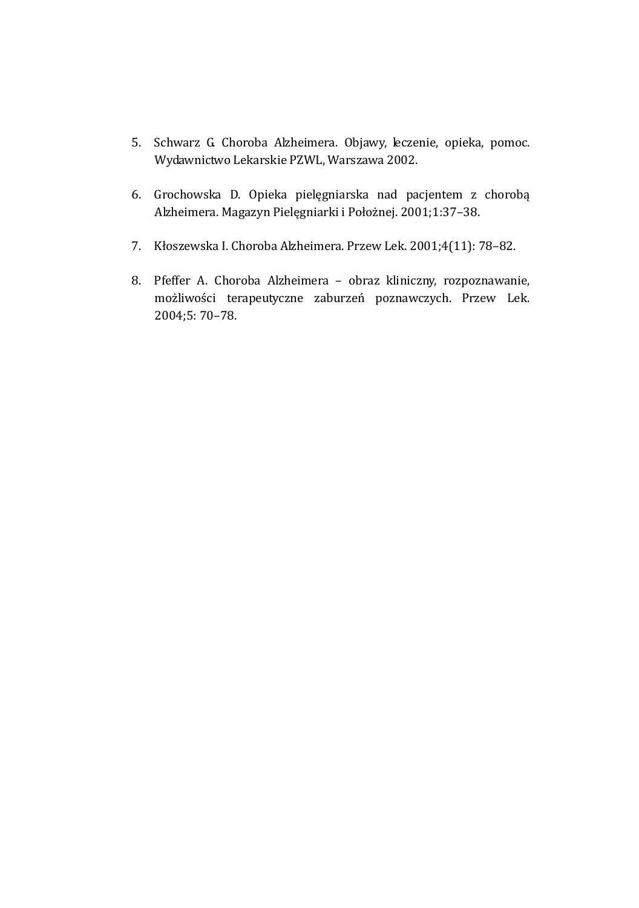5. Schwarz G. Choroba Alzheimera. Objawy, leczenie, opieka, pomoc. Wydawnictwo Lekarskie PZWL, Warszawa 2002.

6. Grochowska D. Opieka pielęgniarska nad pacjentem z chorobą Alzheimera. Magazyn Pielęgniarki i Położnej. 2001;1:37–38.

7. Kłoszewska I. Choroba Alzheimera. Przew Lek. 2001;4(11): 78–82.

8. Pfeffer A. Choroba Alzheimera – obraz kliniczny, rozpoznawanie, możliwości terapeutyczne zaburzeń poznawczych. Przew Lek. 2004;5: 70–78.